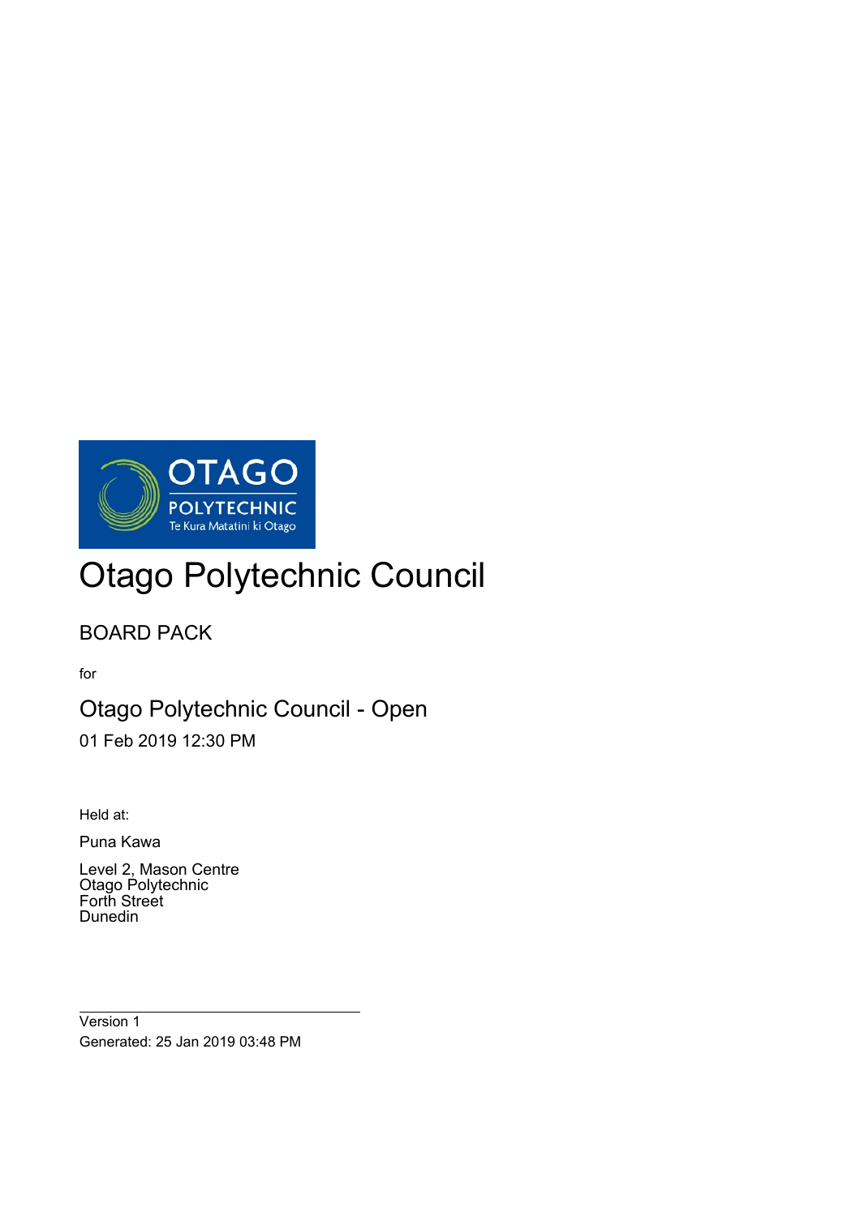OTAGO POLYTECHNIC
Te Kura Matatini ki Otago

# Otago Polytechnic Council

## BOARD PACK

for

## Otago Polytechnic Council - Open

01 Feb 2019 12:30 PM

Held at:

Puna Kawa

Level 2, Mason Centre
Otago Polytechnic
Forth Street
Dunedin

---

Version 1
Generated: 25 Jan 2019 03:48 PM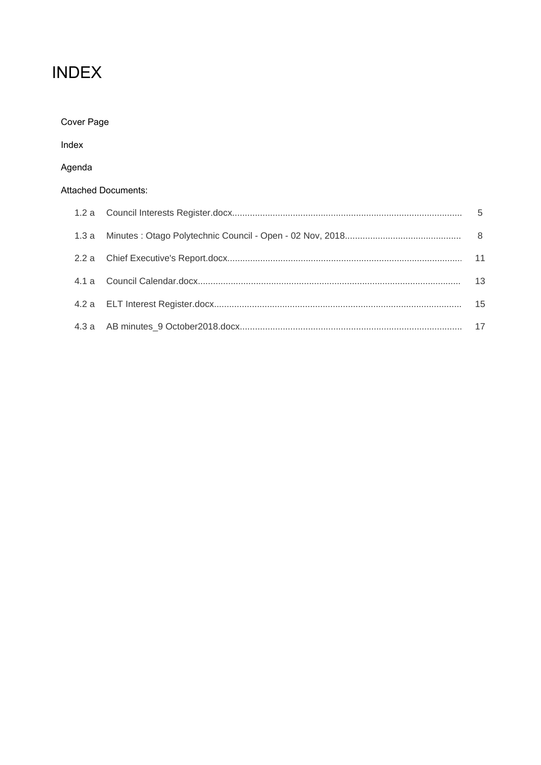# INDEX

Cover Page

Index

Agenda

Attached Documents:

| | | |
|---|---|---|
| 1.2 a | Council Interests Register.docx | 5 |
| 1.3 a | Minutes : Otago Polytechnic Council - Open - 02 Nov, 2018 | 8 |
| 2.2 a | Chief Executive's Report.docx | 11 |
| 4.1 a | Council Calendar.docx | 13 |
| 4.2 a | ELT Interest Register.docx | 15 |
| 4.3 a | AB minutes_9 October2018.docx | 17 |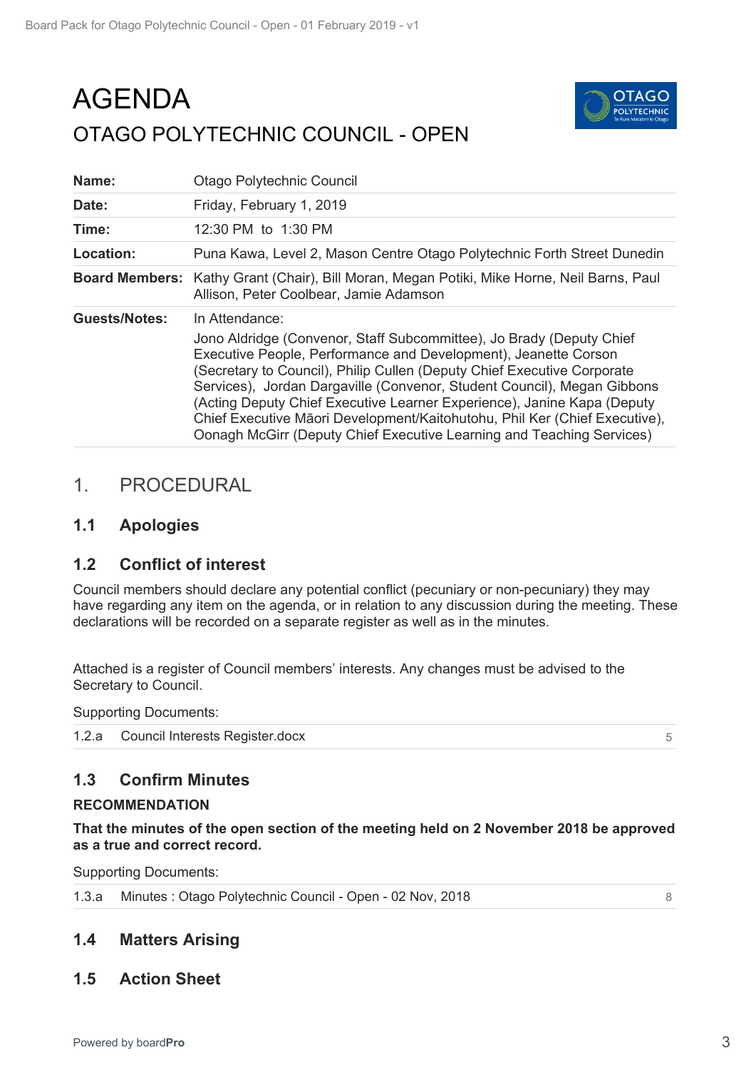# AGENDA

## OTAGO POLYTECHNIC COUNCIL - OPEN

| | |
|---|---|
| **Name:** | Otago Polytechnic Council |
| **Date:** | Friday, February 1, 2019 |
| **Time:** | 12:30 PM to 1:30 PM |
| **Location:** | Puna Kawa, Level 2, Mason Centre Otago Polytechnic Forth Street Dunedin |
| **Board Members:** | Kathy Grant (Chair), Bill Moran, Megan Potiki, Mike Horne, Neil Barns, Paul Allison, Peter Coolbear, Jamie Adamson |
| **Guests/Notes:** | In Attendance: Jono Aldridge (Convenor, Staff Subcommittee), Jo Brady (Deputy Chief Executive People, Performance and Development), Jeanette Corson (Secretary to Council), Philip Cullen (Deputy Chief Executive Corporate Services), Jordan Dargaville (Convenor, Student Council), Megan Gibbons (Acting Deputy Chief Executive Learner Experience), Janine Kapa (Deputy Chief Executive Māori Development/Kaitohutohu, Phil Ker (Chief Executive), Oonagh McGirr (Deputy Chief Executive Learning and Teaching Services) |

## 1. PROCEDURAL

### 1.1 Apologies

### 1.2 Conflict of interest

Council members should declare any potential conflict (pecuniary or non-pecuniary) they may have regarding any item on the agenda, or in relation to any discussion during the meeting. These declarations will be recorded on a separate register as well as in the minutes.

Attached is a register of Council members' interests. Any changes must be advised to the Secretary to Council.

Supporting Documents:

| | | |
|---|---|---|
| 1.2.a | Council Interests Register.docx | 5 |

### 1.3 Confirm Minutes

**RECOMMENDATION**

**That the minutes of the open section of the meeting held on 2 November 2018 be approved as a true and correct record.**

Supporting Documents:

| | | |
|---|---|---|
| 1.3.a | Minutes : Otago Polytechnic Council - Open - 02 Nov, 2018 | 8 |

### 1.4 Matters Arising

### 1.5 Action Sheet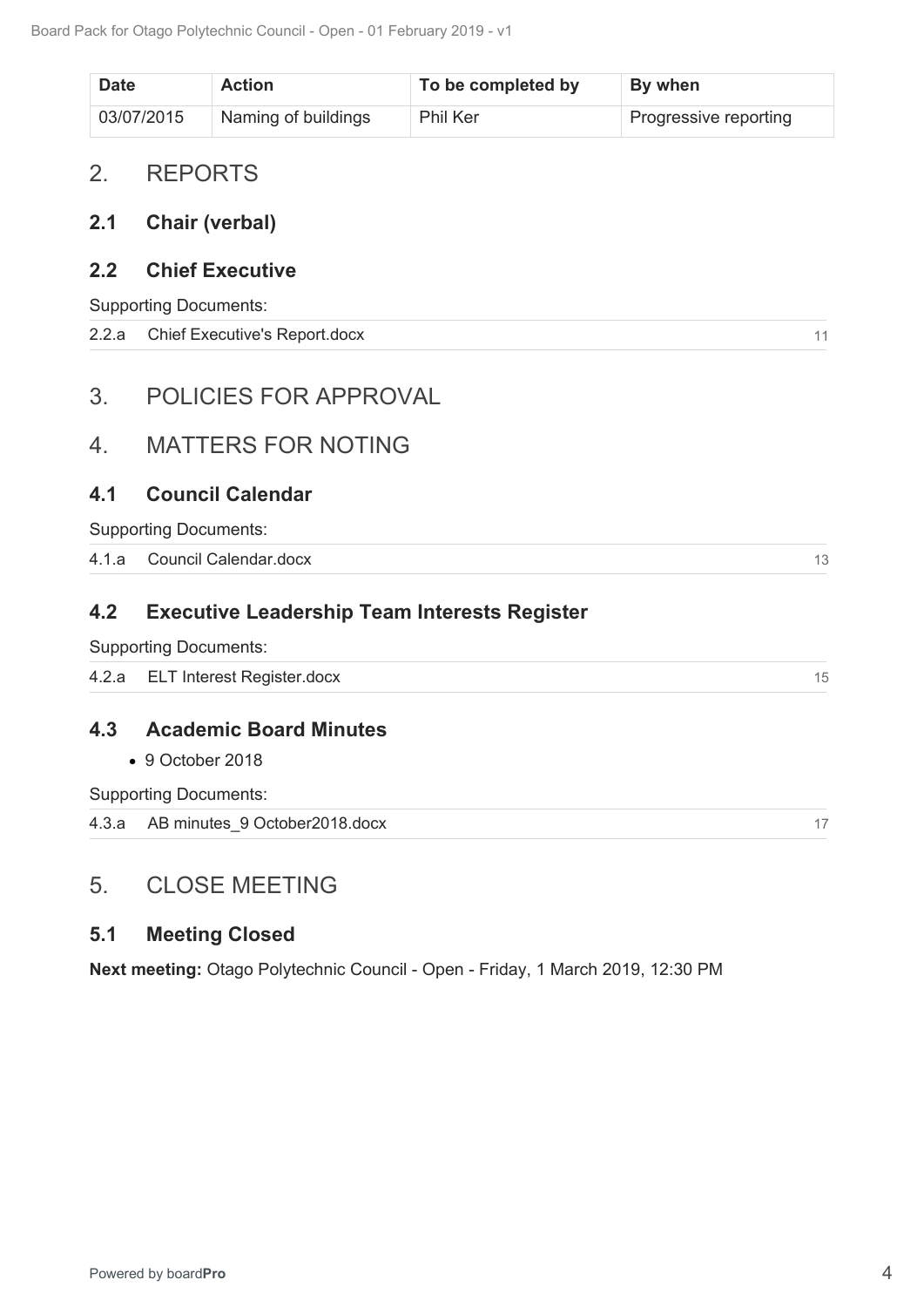| Date | Action | To be completed by | By when |
|---|---|---|---|
| 03/07/2015 | Naming of buildings | Phil Ker | Progressive reporting |

# 2. REPORTS

## 2.1 Chair (verbal)

## 2.2 Chief Executive

Supporting Documents:

| | | |
|---|---|---|
| 2.2.a | Chief Executive's Report.docx | 11 |

# 3. POLICIES FOR APPROVAL

# 4. MATTERS FOR NOTING

## 4.1 Council Calendar

Supporting Documents:

| | | |
|---|---|---|
| 4.1.a | Council Calendar.docx | 13 |

## 4.2 Executive Leadership Team Interests Register

Supporting Documents:

| | | |
|---|---|---|
| 4.2.a | ELT Interest Register.docx | 15 |

## 4.3 Academic Board Minutes

- 9 October 2018

Supporting Documents:

| | | |
|---|---|---|
| 4.3.a | AB minutes_9 October2018.docx | 17 |

# 5. CLOSE MEETING

## 5.1 Meeting Closed

**Next meeting:** Otago Polytechnic Council - Open - Friday, 1 March 2019, 12:30 PM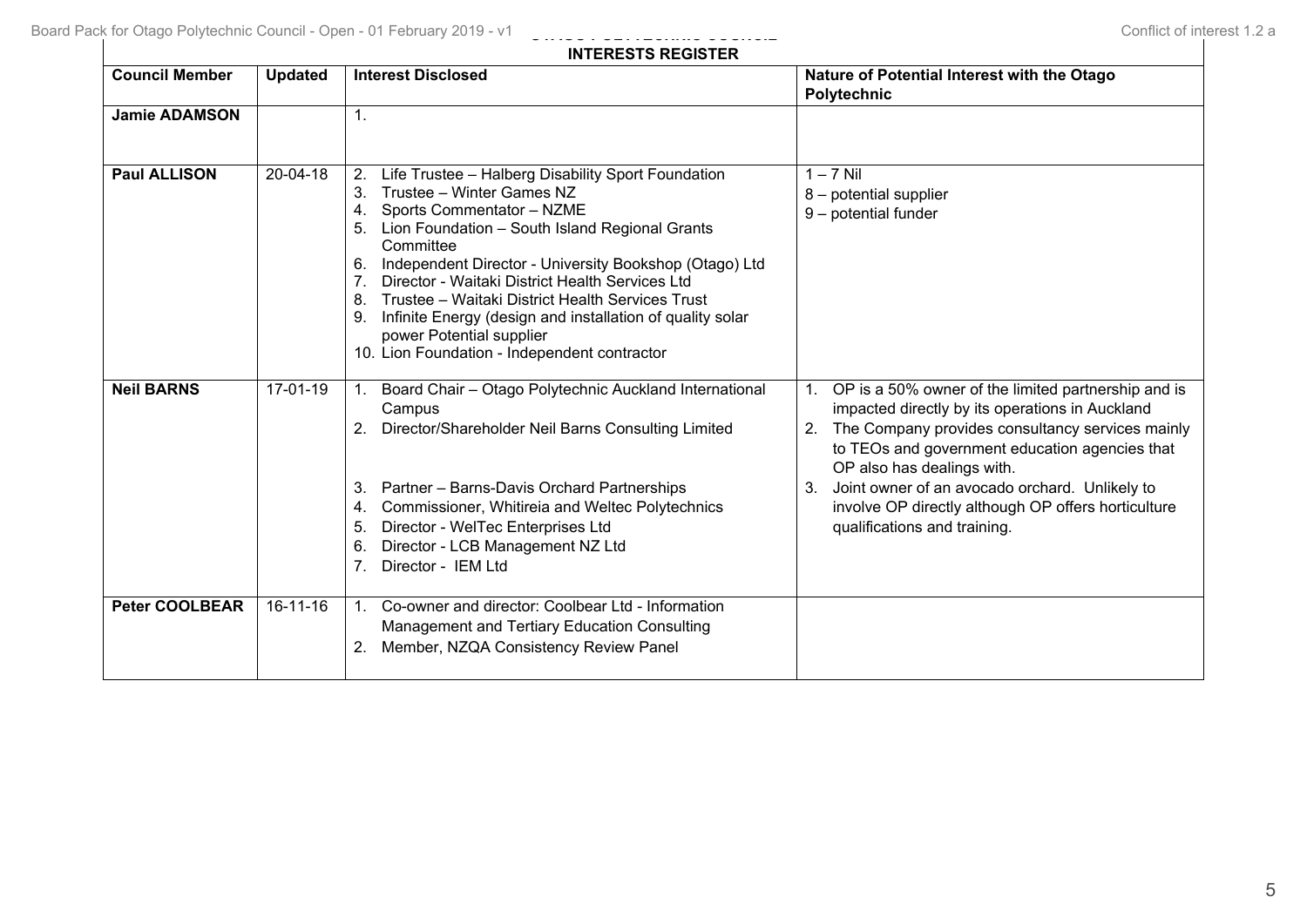**INTERESTS REGISTER**

| Council Member | Updated | Interest Disclosed | Nature of Potential Interest with the Otago Polytechnic |
|---|---|---|---|
| **Jamie ADAMSON** | | 1. | |
| **Paul ALLISON** | 20-04-18 | 2. Life Trustee – Halberg Disability Sport Foundation<br>3. Trustee – Winter Games NZ<br>4. Sports Commentator – NZME<br>5. Lion Foundation – South Island Regional Grants Committee<br>6. Independent Director - University Bookshop (Otago) Ltd<br>7. Director - Waitaki District Health Services Ltd<br>8. Trustee – Waitaki District Health Services Trust<br>9. Infinite Energy (design and installation of quality solar power Potential supplier<br>10. Lion Foundation - Independent contractor | 1 – 7 Nil<br>8 – potential supplier<br>9 – potential funder |
| **Neil BARNS** | 17-01-19 | 1. Board Chair – Otago Polytechnic Auckland International Campus<br>2. Director/Shareholder Neil Barns Consulting Limited<br>3. Partner – Barns-Davis Orchard Partnerships<br>4. Commissioner, Whitireia and Weltec Polytechnics<br>5. Director - WelTec Enterprises Ltd<br>6. Director - LCB Management NZ Ltd<br>7. Director - IEM Ltd | 1. OP is a 50% owner of the limited partnership and is impacted directly by its operations in Auckland<br>2. The Company provides consultancy services mainly to TEOs and government education agencies that OP also has dealings with.<br>3. Joint owner of an avocado orchard. Unlikely to involve OP directly although OP offers horticulture qualifications and training. |
| **Peter COOLBEAR** | 16-11-16 | 1. Co-owner and director: Coolbear Ltd - Information Management and Tertiary Education Consulting<br>2. Member, NZQA Consistency Review Panel | |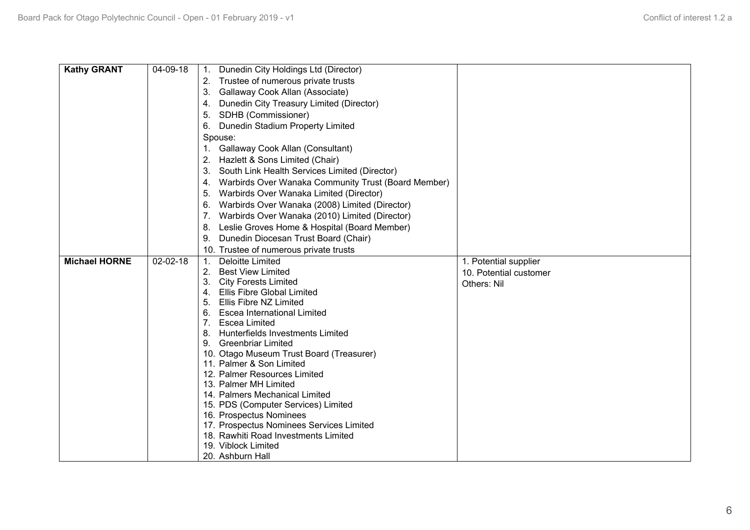| | | | |
|---|---|---|---|
| **Kathy GRANT** | 04-09-18 | 1. Dunedin City Holdings Ltd (Director)<br>2. Trustee of numerous private trusts<br>3. Gallaway Cook Allan (Associate)<br>4. Dunedin City Treasury Limited (Director)<br>5. SDHB (Commissioner)<br>6. Dunedin Stadium Property Limited<br>Spouse:<br>1. Gallaway Cook Allan (Consultant)<br>2. Hazlett & Sons Limited (Chair)<br>3. South Link Health Services Limited (Director)<br>4. Warbirds Over Wanaka Community Trust (Board Member)<br>5. Warbirds Over Wanaka Limited (Director)<br>6. Warbirds Over Wanaka (2008) Limited (Director)<br>7. Warbirds Over Wanaka (2010) Limited (Director)<br>8. Leslie Groves Home & Hospital (Board Member)<br>9. Dunedin Diocesan Trust Board (Chair)<br>10. Trustee of numerous private trusts | |
| **Michael HORNE** | 02-02-18 | 1. Deloitte Limited<br>2. Best View Limited<br>3. City Forests Limited<br>4. Ellis Fibre Global Limited<br>5. Ellis Fibre NZ Limited<br>6. Escea International Limited<br>7. Escea Limited<br>8. Hunterfields Investments Limited<br>9. Greenbriar Limited<br>10. Otago Museum Trust Board (Treasurer)<br>11. Palmer & Son Limited<br>12. Palmer Resources Limited<br>13. Palmer MH Limited<br>14. Palmers Mechanical Limited<br>15. PDS (Computer Services) Limited<br>16. Prospectus Nominees<br>17. Prospectus Nominees Services Limited<br>18. Rawhiti Road Investments Limited<br>19. Viblock Limited<br>20. Ashburn Hall | 1. Potential supplier<br>10. Potential customer<br>Others: Nil |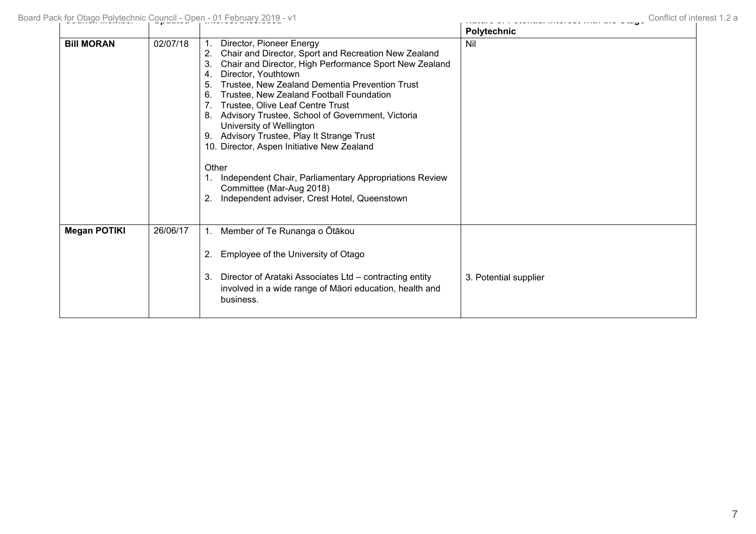| Council Member | Updated | Interest Disclosed | Nature of Potential Interest with the Otago Polytechnic |
|---|---|---|---|
| **Bill MORAN** | 02/07/18 | 1. Director, Pioneer Energy<br>2. Chair and Director, Sport and Recreation New Zealand<br>3. Chair and Director, High Performance Sport New Zealand<br>4. Director, Youthtown<br>5. Trustee, New Zealand Dementia Prevention Trust<br>6. Trustee, New Zealand Football Foundation<br>7. Trustee, Olive Leaf Centre Trust<br>8. Advisory Trustee, School of Government, Victoria University of Wellington<br>9. Advisory Trustee, Play It Strange Trust<br>10. Director, Aspen Initiative New Zealand<br><br>Other<br>1. Independent Chair, Parliamentary Appropriations Review Committee (Mar-Aug 2018)<br>2. Independent adviser, Crest Hotel, Queenstown | Nil |
| **Megan POTIKI** | 26/06/17 | 1. Member of Te Runanga o Ōtākou<br><br>2. Employee of the University of Otago<br><br>3. Director of Arataki Associates Ltd – contracting entity involved in a wide range of Māori education, health and business. | 3. Potential supplier |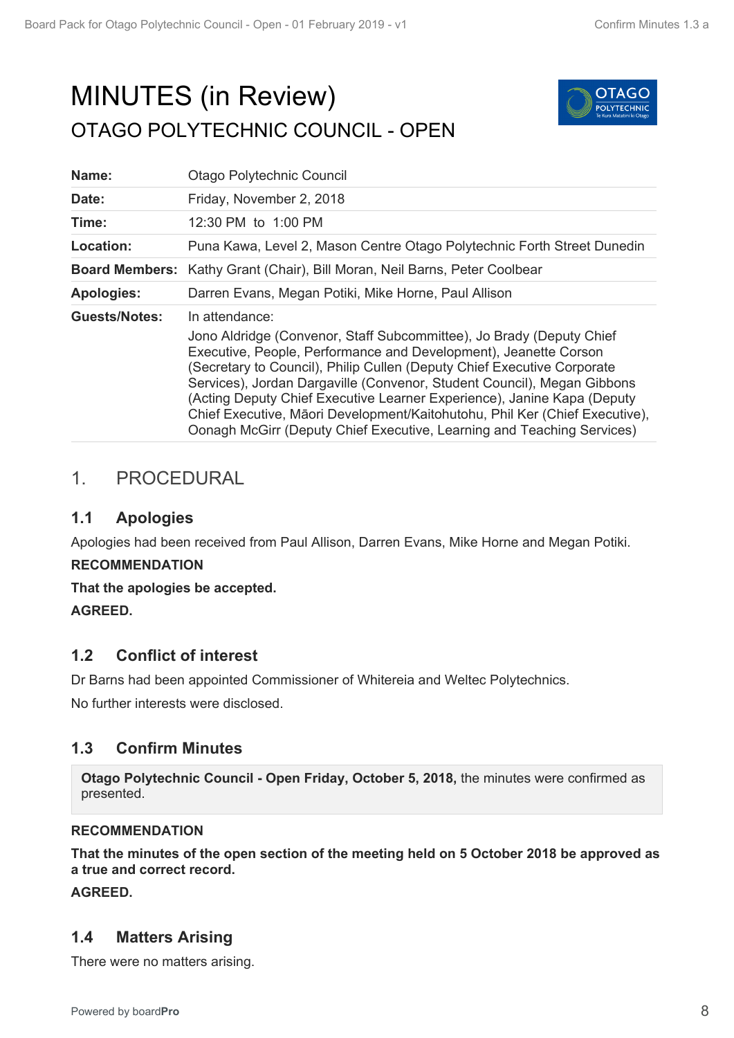# MINUTES (in Review)

## OTAGO POLYTECHNIC COUNCIL - OPEN

| | |
|---|---|
| **Name:** | Otago Polytechnic Council |
| **Date:** | Friday, November 2, 2018 |
| **Time:** | 12:30 PM to 1:00 PM |
| **Location:** | Puna Kawa, Level 2, Mason Centre Otago Polytechnic Forth Street Dunedin |
| **Board Members:** | Kathy Grant (Chair), Bill Moran, Neil Barns, Peter Coolbear |
| **Apologies:** | Darren Evans, Megan Potiki, Mike Horne, Paul Allison |
| **Guests/Notes:** | In attendance: Jono Aldridge (Convenor, Staff Subcommittee), Jo Brady (Deputy Chief Executive, People, Performance and Development), Jeanette Corson (Secretary to Council), Philip Cullen (Deputy Chief Executive Corporate Services), Jordan Dargaville (Convenor, Student Council), Megan Gibbons (Acting Deputy Chief Executive Learner Experience), Janine Kapa (Deputy Chief Executive, Māori Development/Kaitohutohu, Phil Ker (Chief Executive), Oonagh McGirr (Deputy Chief Executive, Learning and Teaching Services) |

## 1. PROCEDURAL

### 1.1 Apologies

Apologies had been received from Paul Allison, Darren Evans, Mike Horne and Megan Potiki.

**RECOMMENDATION**

**That the apologies be accepted.**

**AGREED.**

### 1.2 Conflict of interest

Dr Barns had been appointed Commissioner of Whitereia and Weltec Polytechnics.

No further interests were disclosed.

### 1.3 Confirm Minutes

**Otago Polytechnic Council - Open Friday, October 5, 2018,** the minutes were confirmed as presented.

**RECOMMENDATION**

**That the minutes of the open section of the meeting held on 5 October 2018 be approved as a true and correct record.**

**AGREED.**

### 1.4 Matters Arising

There were no matters arising.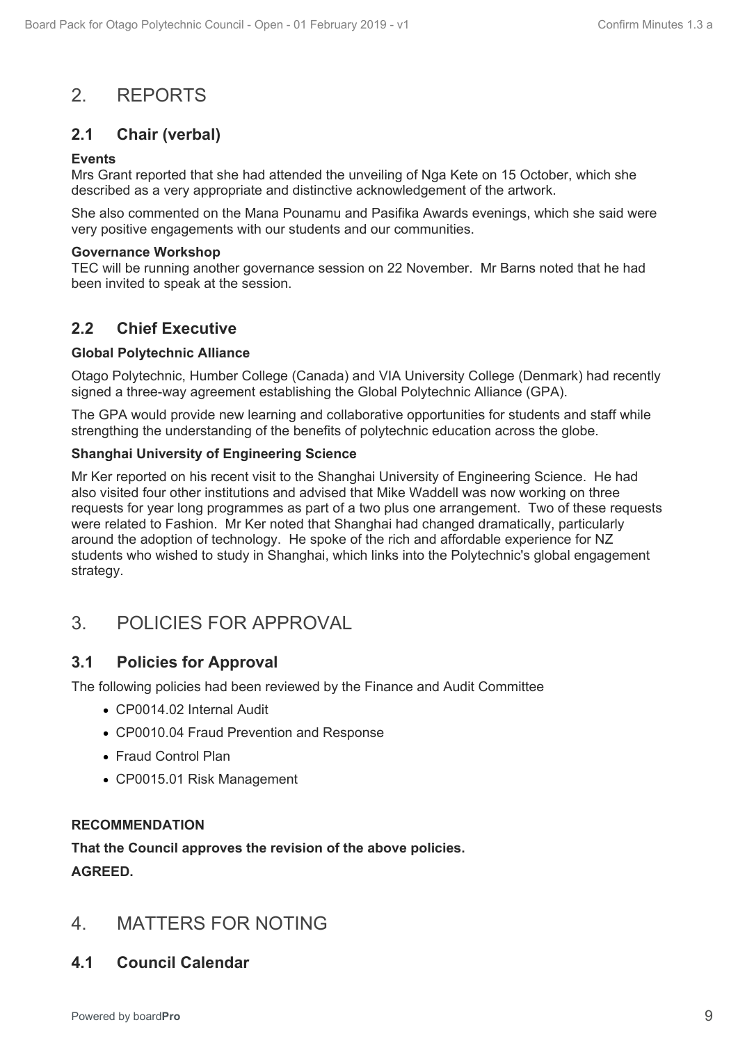## 2. REPORTS

### 2.1 Chair (verbal)

**Events**

Mrs Grant reported that she had attended the unveiling of Nga Kete on 15 October, which she described as a very appropriate and distinctive acknowledgement of the artwork.

She also commented on the Mana Pounamu and Pasifika Awards evenings, which she said were very positive engagements with our students and our communities.

**Governance Workshop**

TEC will be running another governance session on 22 November. Mr Barns noted that he had been invited to speak at the session.

### 2.2 Chief Executive

**Global Polytechnic Alliance**

Otago Polytechnic, Humber College (Canada) and VIA University College (Denmark) had recently signed a three-way agreement establishing the Global Polytechnic Alliance (GPA).

The GPA would provide new learning and collaborative opportunities for students and staff while strengthing the understanding of the benefits of polytechnic education across the globe.

**Shanghai University of Engineering Science**

Mr Ker reported on his recent visit to the Shanghai University of Engineering Science. He had also visited four other institutions and advised that Mike Waddell was now working on three requests for year long programmes as part of a two plus one arrangement. Two of these requests were related to Fashion. Mr Ker noted that Shanghai had changed dramatically, particularly around the adoption of technology. He spoke of the rich and affordable experience for NZ students who wished to study in Shanghai, which links into the Polytechnic's global engagement strategy.

## 3. POLICIES FOR APPROVAL

### 3.1 Policies for Approval

The following policies had been reviewed by the Finance and Audit Committee

- CP0014.02 Internal Audit
- CP0010.04 Fraud Prevention and Response
- Fraud Control Plan
- CP0015.01 Risk Management

**RECOMMENDATION**

**That the Council approves the revision of the above policies.**

**AGREED.**

## 4. MATTERS FOR NOTING

### 4.1 Council Calendar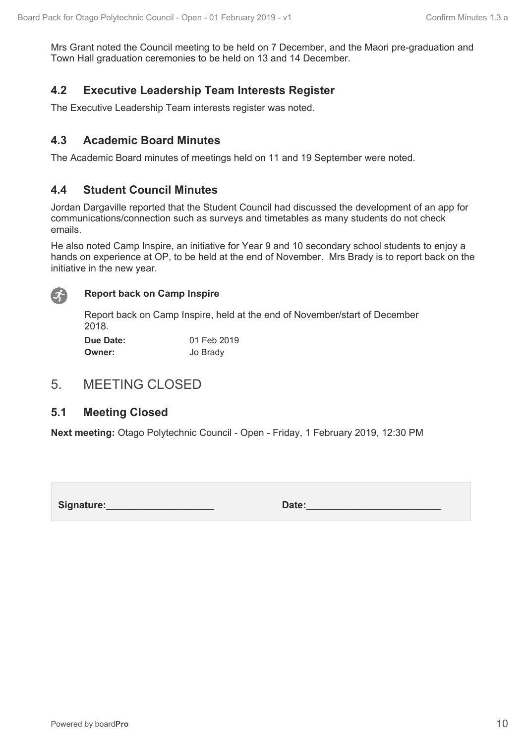Mrs Grant noted the Council meeting to be held on 7 December, and the Maori pre-graduation and Town Hall graduation ceremonies to be held on 13 and 14 December.

### 4.2 Executive Leadership Team Interests Register

The Executive Leadership Team interests register was noted.

### 4.3 Academic Board Minutes

The Academic Board minutes of meetings held on 11 and 19 September were noted.

### 4.4 Student Council Minutes

Jordan Dargaville reported that the Student Council had discussed the development of an app for communications/connection such as surveys and timetables as many students do not check emails.

He also noted Camp Inspire, an initiative for Year 9 and 10 secondary school students to enjoy a hands on experience at OP, to be held at the end of November. Mrs Brady is to report back on the initiative in the new year.

**Report back on Camp Inspire**

Report back on Camp Inspire, held at the end of November/start of December 2018.

**Due Date:** 01 Feb 2019
**Owner:** Jo Brady

## 5. MEETING CLOSED

### 5.1 Meeting Closed

**Next meeting:** Otago Polytechnic Council - Open - Friday, 1 February 2019, 12:30 PM

**Signature:**____________________ **Date:**_________________________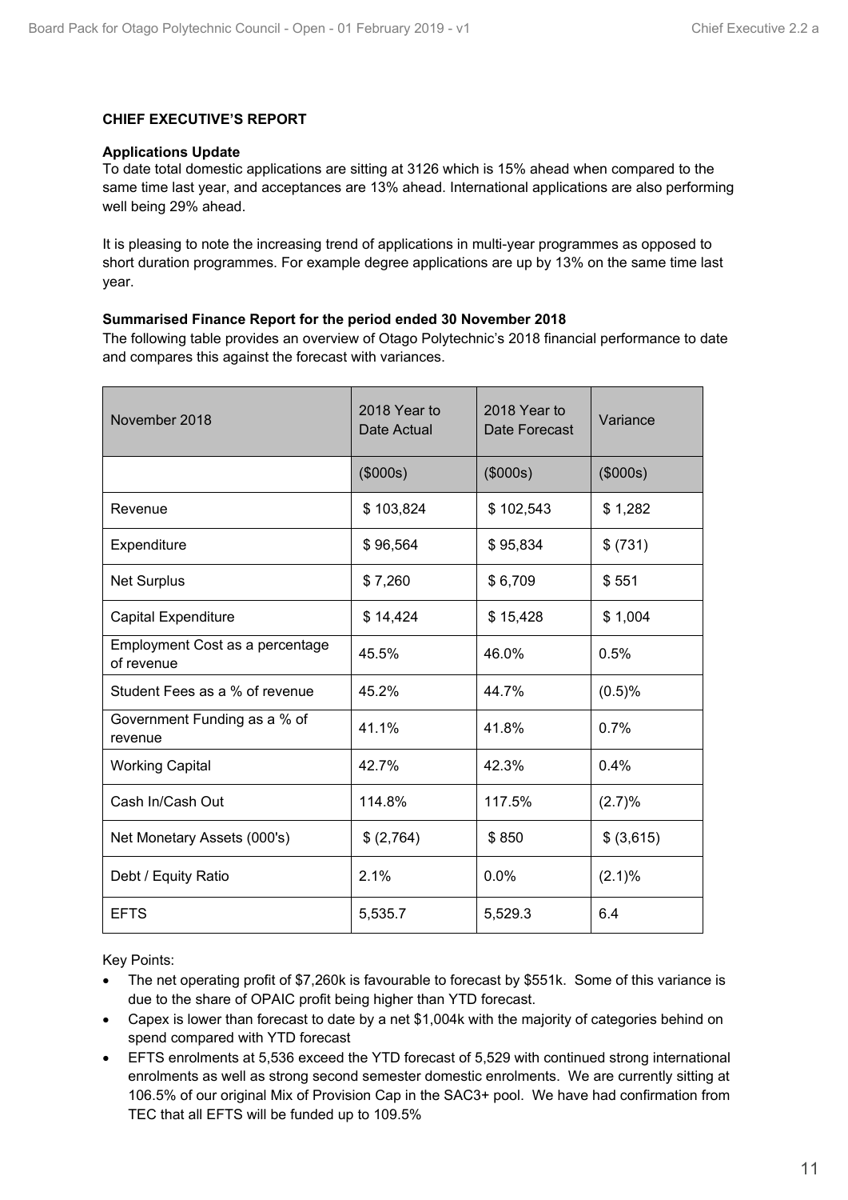**CHIEF EXECUTIVE'S REPORT**

**Applications Update**

To date total domestic applications are sitting at 3126 which is 15% ahead when compared to the same time last year, and acceptances are 13% ahead. International applications are also performing well being 29% ahead.

It is pleasing to note the increasing trend of applications in multi-year programmes as opposed to short duration programmes. For example degree applications are up by 13% on the same time last year.

**Summarised Finance Report for the period ended 30 November 2018**

The following table provides an overview of Otago Polytechnic's 2018 financial performance to date and compares this against the forecast with variances.

| November 2018 | 2018 Year to Date Actual | 2018 Year to Date Forecast | Variance |
|---|---|---|---|
| | ($000s) | ($000s) | ($000s) |
| Revenue | $ 103,824 | $ 102,543 | $ 1,282 |
| Expenditure | $ 96,564 | $ 95,834 | $ (731) |
| Net Surplus | $ 7,260 | $ 6,709 | $ 551 |
| Capital Expenditure | $ 14,424 | $ 15,428 | $ 1,004 |
| Employment Cost as a percentage of revenue | 45.5% | 46.0% | 0.5% |
| Student Fees as a % of revenue | 45.2% | 44.7% | (0.5)% |
| Government Funding as a % of revenue | 41.1% | 41.8% | 0.7% |
| Working Capital | 42.7% | 42.3% | 0.4% |
| Cash In/Cash Out | 114.8% | 117.5% | (2.7)% |
| Net Monetary Assets (000's) | $ (2,764) | $ 850 | $ (3,615) |
| Debt / Equity Ratio | 2.1% | 0.0% | (2.1)% |
| EFTS | 5,535.7 | 5,529.3 | 6.4 |

Key Points:

- The net operating profit of $7,260k is favourable to forecast by $551k. Some of this variance is due to the share of OPAIC profit being higher than YTD forecast.
- Capex is lower than forecast to date by a net $1,004k with the majority of categories behind on spend compared with YTD forecast
- EFTS enrolments at 5,536 exceed the YTD forecast of 5,529 with continued strong international enrolments as well as strong second semester domestic enrolments. We are currently sitting at 106.5% of our original Mix of Provision Cap in the SAC3+ pool. We have had confirmation from TEC that all EFTS will be funded up to 109.5%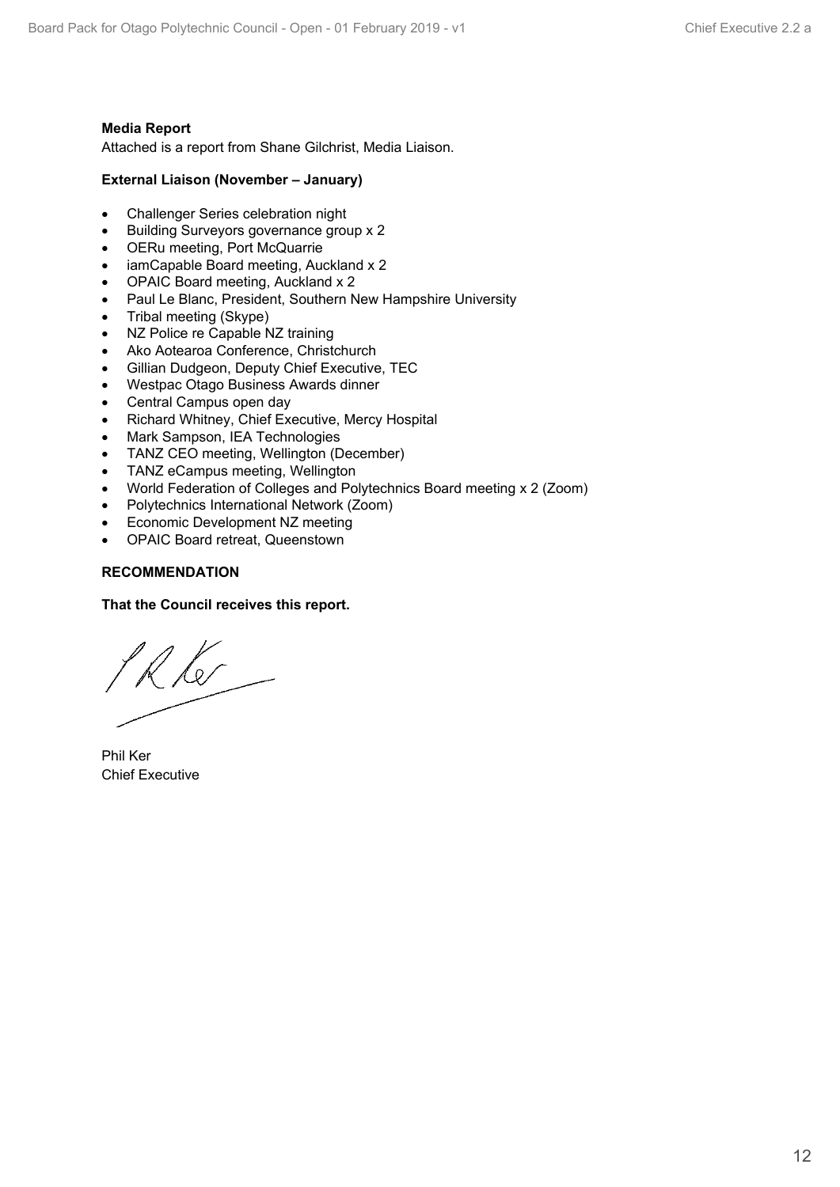**Media Report**

Attached is a report from Shane Gilchrist, Media Liaison.

**External Liaison (November – January)**

- Challenger Series celebration night
- Building Surveyors governance group x 2
- OERu meeting, Port McQuarrie
- iamCapable Board meeting, Auckland x 2
- OPAIC Board meeting, Auckland x 2
- Paul Le Blanc, President, Southern New Hampshire University
- Tribal meeting (Skype)
- NZ Police re Capable NZ training
- Ako Aotearoa Conference, Christchurch
- Gillian Dudgeon, Deputy Chief Executive, TEC
- Westpac Otago Business Awards dinner
- Central Campus open day
- Richard Whitney, Chief Executive, Mercy Hospital
- Mark Sampson, IEA Technologies
- TANZ CEO meeting, Wellington (December)
- TANZ eCampus meeting, Wellington
- World Federation of Colleges and Polytechnics Board meeting x 2 (Zoom)
- Polytechnics International Network (Zoom)
- Economic Development NZ meeting
- OPAIC Board retreat, Queenstown

**RECOMMENDATION**

**That the Council receives this report.**

Phil Ker
Chief Executive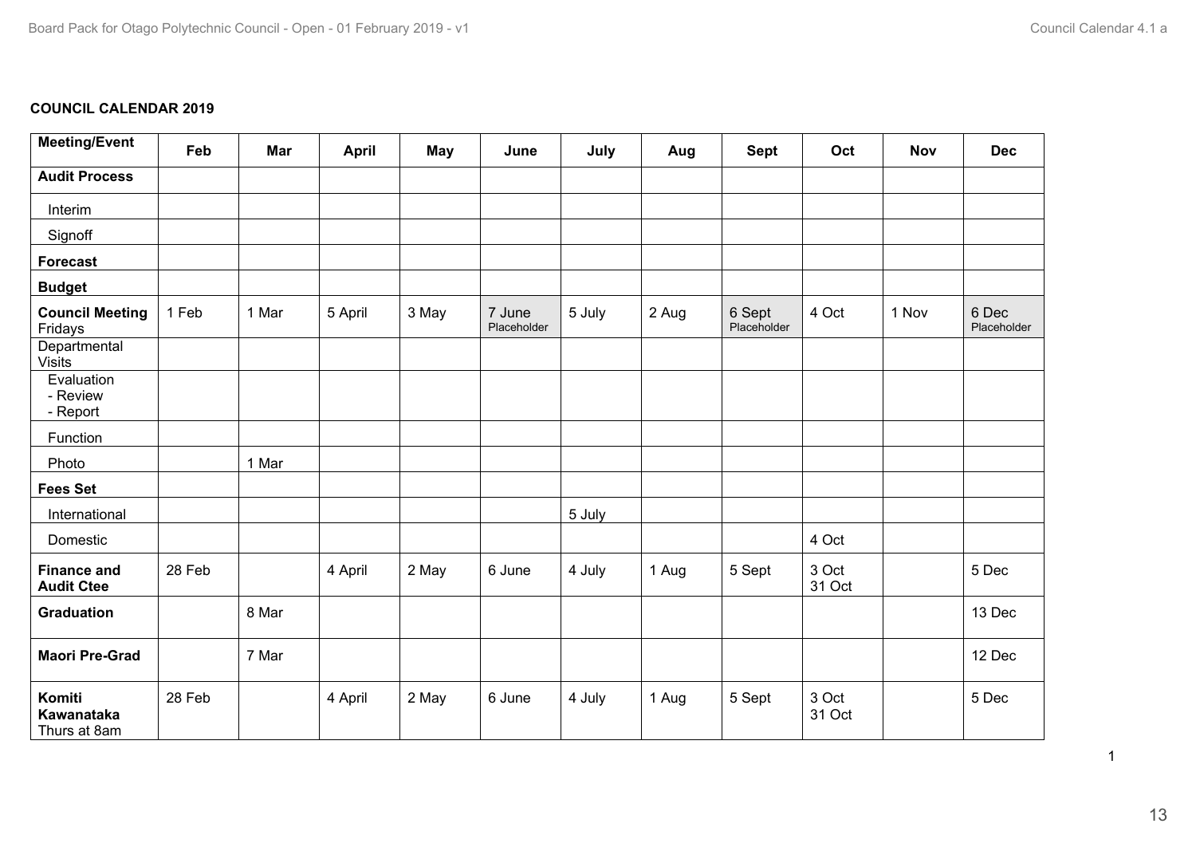**COUNCIL CALENDAR 2019**

| Meeting/Event | Feb | Mar | April | May | June | July | Aug | Sept | Oct | Nov | Dec |
|---|---|---|---|---|---|---|---|---|---|---|---|
| **Audit Process** | | | | | | | | | | | |
| Interim | | | | | | | | | | | |
| Signoff | | | | | | | | | | | |
| **Forecast** | | | | | | | | | | | |
| **Budget** | | | | | | | | | | | |
| **Council Meeting** Fridays | 1 Feb | 1 Mar | 5 April | 3 May | 7 June Placeholder | 5 July | 2 Aug | 6 Sept Placeholder | 4 Oct | 1 Nov | 6 Dec Placeholder |
| Departmental Visits | | | | | | | | | | | |
| Evaluation - Review - Report | | | | | | | | | | | |
| Function | | | | | | | | | | | |
| Photo | | 1 Mar | | | | | | | | | |
| **Fees Set** | | | | | | | | | | | |
| International | | | | | | 5 July | | | | | |
| Domestic | | | | | | | | | 4 Oct | | |
| **Finance and Audit Ctee** | 28 Feb | | 4 April | 2 May | 6 June | 4 July | 1 Aug | 5 Sept | 3 Oct 31 Oct | | 5 Dec |
| **Graduation** | | 8 Mar | | | | | | | | | 13 Dec |
| **Maori Pre-Grad** | | 7 Mar | | | | | | | | | 12 Dec |
| **Komiti Kawanataka** Thurs at 8am | 28 Feb | | 4 April | 2 May | 6 June | 4 July | 1 Aug | 5 Sept | 3 Oct 31 Oct | | 5 Dec |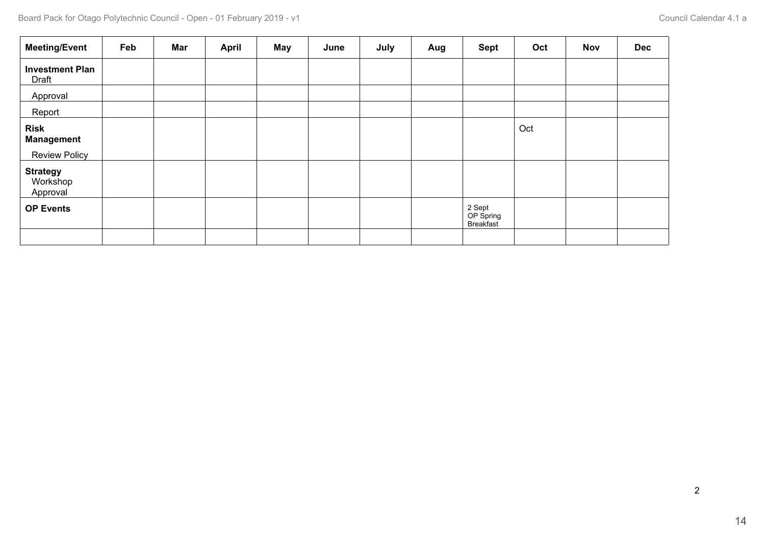| Meeting/Event | Feb | Mar | April | May | June | July | Aug | Sept | Oct | Nov | Dec |
|---|---|---|---|---|---|---|---|---|---|---|---|
| **Investment Plan** Draft | | | | | | | | | | | |
| Approval | | | | | | | | | | | |
| Report | | | | | | | | | | | |
| **Risk Management** Review Policy | | | | | | | | | Oct | | |
| **Strategy** Workshop Approval | | | | | | | | | | | |
| **OP Events** | | | | | | | | 2 Sept OP Spring Breakfast | | | |
| | | | | | | | | | | | |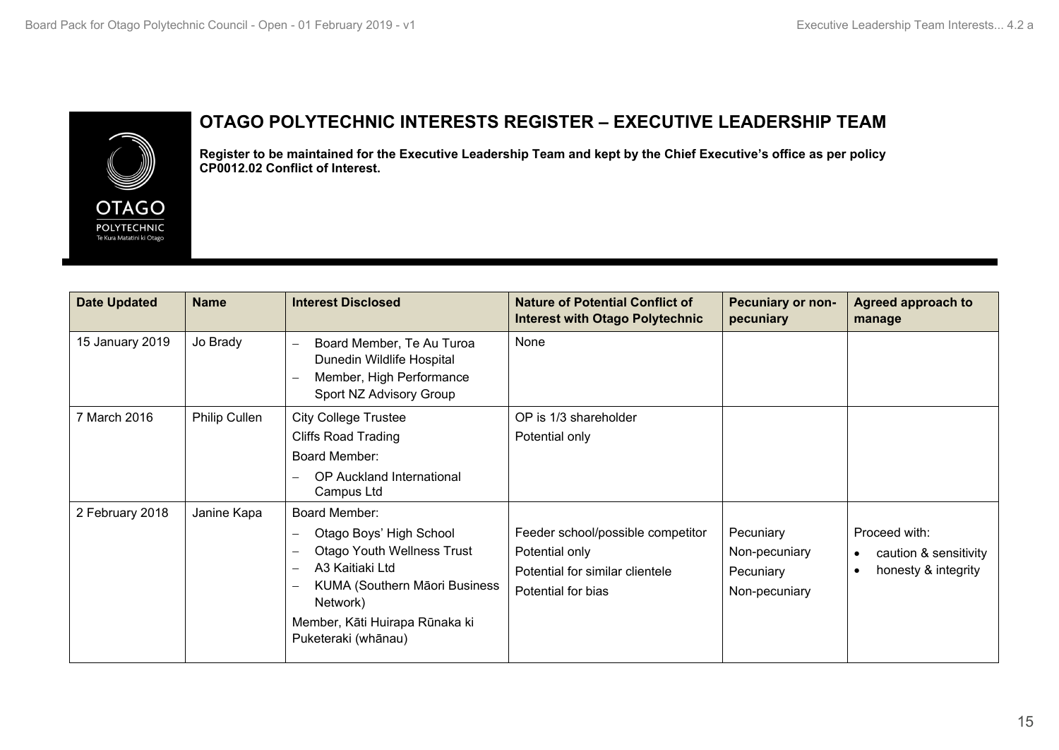# OTAGO POLYTECHNIC INTERESTS REGISTER – EXECUTIVE LEADERSHIP TEAM

**Register to be maintained for the Executive Leadership Team and kept by the Chief Executive's office as per policy CP0012.02 Conflict of Interest.**

| Date Updated | Name | Interest Disclosed | Nature of Potential Conflict of Interest with Otago Polytechnic | Pecuniary or non-pecuniary | Agreed approach to manage |
|---|---|---|---|---|---|
| 15 January 2019 | Jo Brady | – Board Member, Te Au Turoa Dunedin Wildlife Hospital<br>– Member, High Performance Sport NZ Advisory Group | None | | |
| 7 March 2016 | Philip Cullen | City College Trustee<br>Cliffs Road Trading<br>Board Member:<br>– OP Auckland International Campus Ltd | OP is 1/3 shareholder<br>Potential only | | |
| 2 February 2018 | Janine Kapa | Board Member:<br>– Otago Boys' High School<br>– Otago Youth Wellness Trust<br>– A3 Kaitiaki Ltd<br>– KUMA (Southern Māori Business Network)<br>Member, Kāti Huirapa Rūnaka ki Puketeraki (whānau) | Feeder school/possible competitor<br>Potential only<br>Potential for similar clientele<br>Potential for bias | Pecuniary<br>Non-pecuniary<br>Pecuniary<br>Non-pecuniary | Proceed with:<br>• caution & sensitivity<br>• honesty & integrity |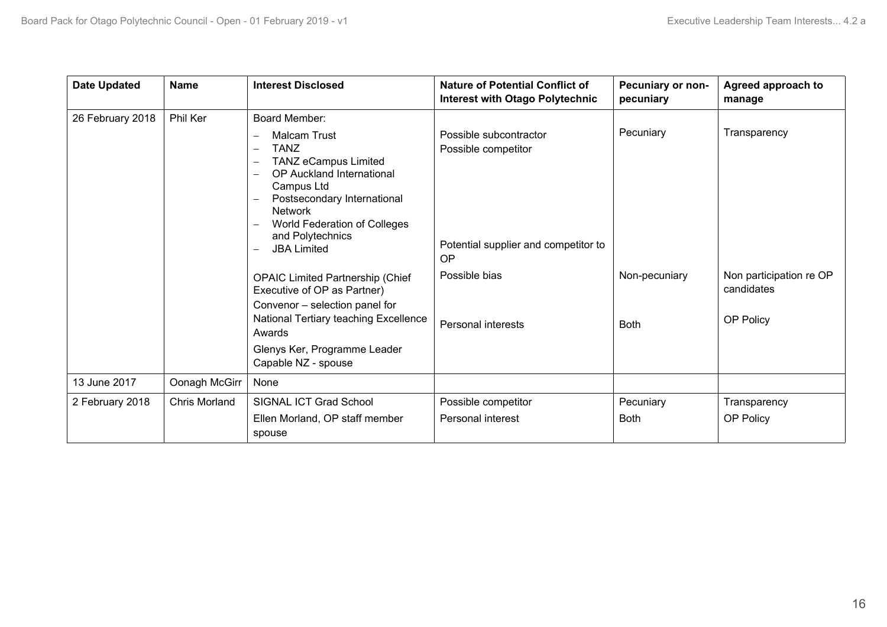| Date Updated | Name | Interest Disclosed | Nature of Potential Conflict of Interest with Otago Polytechnic | Pecuniary or non-pecuniary | Agreed approach to manage |
|---|---|---|---|---|---|
| 26 February 2018 | Phil Ker | Board Member:<br>– Malcam Trust<br>– TANZ<br>– TANZ eCampus Limited<br>– OP Auckland International Campus Ltd<br>– Postsecondary International Network<br>– World Federation of Colleges and Polytechnics<br>– JBA Limited | Possible subcontractor<br>Possible competitor<br><br>Potential supplier and competitor to OP | Pecuniary | Transparency |
| | | OPAIC Limited Partnership (Chief Executive of OP as Partner) | | | |
| | | Convenor – selection panel for National Tertiary teaching Excellence Awards | Possible bias | Non-pecuniary | Non participation re OP candidates |
| | | Glenys Ker, Programme Leader Capable NZ - spouse | Personal interests | Both | OP Policy |
| 13 June 2017 | Oonagh McGirr | None | | | |
| 2 February 2018 | Chris Morland | SIGNAL ICT Grad School | Possible competitor | Pecuniary | Transparency |
| | | Ellen Morland, OP staff member spouse | Personal interest | Both | OP Policy |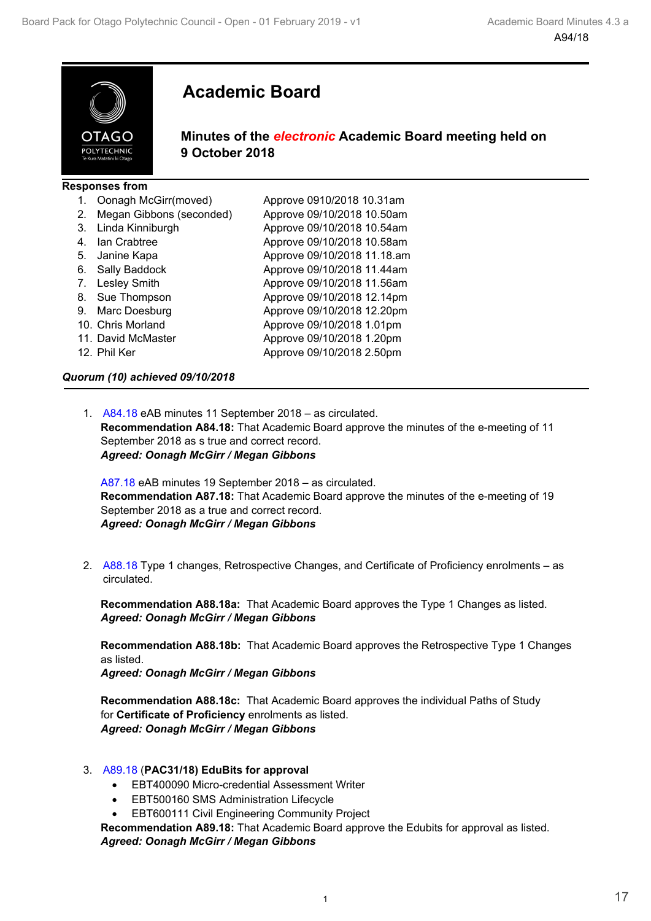A94/18

# Academic Board

## Minutes of the *electronic* Academic Board meeting held on 9 October 2018

**Responses from**

| | |
|---|---|
| 1. Oonagh McGirr(moved) | Approve 0910/2018 10.31am |
| 2. Megan Gibbons (seconded) | Approve 09/10/2018 10.50am |
| 3. Linda Kinniburgh | Approve 09/10/2018 10.54am |
| 4. Ian Crabtree | Approve 09/10/2018 10.58am |
| 5. Janine Kapa | Approve 09/10/2018 11.18.am |
| 6. Sally Baddock | Approve 09/10/2018 11.44am |
| 7. Lesley Smith | Approve 09/10/2018 11.56am |
| 8. Sue Thompson | Approve 09/10/2018 12.14pm |
| 9. Marc Doesburg | Approve 09/10/2018 12.20pm |
| 10. Chris Morland | Approve 09/10/2018 1.01pm |
| 11. David McMaster | Approve 09/10/2018 1.20pm |
| 12. Phil Ker | Approve 09/10/2018 2.50pm |

***Quorum (10) achieved 09/10/2018***

1. A84.18 eAB minutes 11 September 2018 – as circulated.
   **Recommendation A84.18:** That Academic Board approve the minutes of the e-meeting of 11 September 2018 as s true and correct record.
   ***Agreed: Oonagh McGirr / Megan Gibbons***

   A87.18 eAB minutes 19 September 2018 – as circulated.
   **Recommendation A87.18:** That Academic Board approve the minutes of the e-meeting of 19 September 2018 as a true and correct record.
   ***Agreed: Oonagh McGirr / Megan Gibbons***

2. A88.18 Type 1 changes, Retrospective Changes, and Certificate of Proficiency enrolments – as circulated.

   **Recommendation A88.18a:** That Academic Board approves the Type 1 Changes as listed.
   ***Agreed: Oonagh McGirr / Megan Gibbons***

   **Recommendation A88.18b:** That Academic Board approves the Retrospective Type 1 Changes as listed.
   ***Agreed: Oonagh McGirr / Megan Gibbons***

   **Recommendation A88.18c:** That Academic Board approves the individual Paths of Study for **Certificate of Proficiency** enrolments as listed.
   ***Agreed: Oonagh McGirr / Megan Gibbons***

3. A89.18 (**PAC31/18) EduBits for approval**
   - EBT400090 Micro-credential Assessment Writer
   - EBT500160 SMS Administration Lifecycle
   - EBT600111 Civil Engineering Community Project

   **Recommendation A89.18:** That Academic Board approve the Edubits for approval as listed.
   ***Agreed: Oonagh McGirr / Megan Gibbons***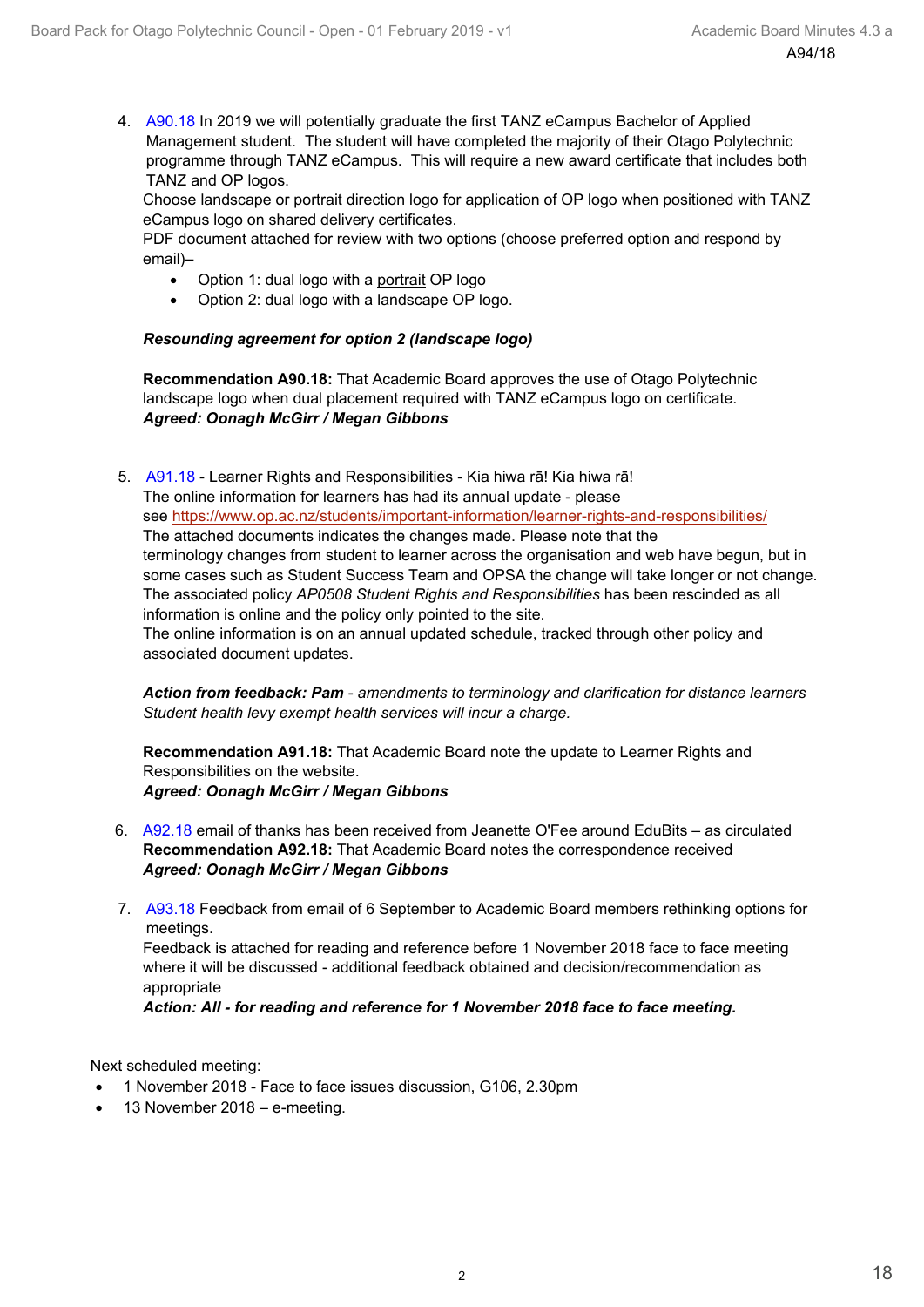4. A90.18 In 2019 we will potentially graduate the first TANZ eCampus Bachelor of Applied Management student. The student will have completed the majority of their Otago Polytechnic programme through TANZ eCampus. This will require a new award certificate that includes both TANZ and OP logos.
   Choose landscape or portrait direction logo for application of OP logo when positioned with TANZ eCampus logo on shared delivery certificates.
   PDF document attached for review with two options (choose preferred option and respond by email)–
   - Option 1: dual logo with a portrait OP logo
   - Option 2: dual logo with a landscape OP logo.

   ***Resounding agreement for option 2 (landscape logo)***

   **Recommendation A90.18:** That Academic Board approves the use of Otago Polytechnic landscape logo when dual placement required with TANZ eCampus logo on certificate.
   ***Agreed: Oonagh McGirr / Megan Gibbons***

5. A91.18 - Learner Rights and Responsibilities - Kia hiwa rā! Kia hiwa rā!
   The online information for learners has had its annual update - please see https://www.op.ac.nz/students/important-information/learner-rights-and-responsibilities/
   The attached documents indicates the changes made. Please note that the terminology changes from student to learner across the organisation and web have begun, but in some cases such as Student Success Team and OPSA the change will take longer or not change.
   The associated policy *AP0508 Student Rights and Responsibilities* has been rescinded as all information is online and the policy only pointed to the site.
   The online information is on an annual updated schedule, tracked through other policy and associated document updates.

   ***Action from feedback: Pam*** *- amendments to terminology and clarification for distance learners Student health levy exempt health services will incur a charge.*

   **Recommendation A91.18:** That Academic Board note the update to Learner Rights and Responsibilities on the website.
   ***Agreed: Oonagh McGirr / Megan Gibbons***

6. A92.18 email of thanks has been received from Jeanette O'Fee around EduBits – as circulated
   **Recommendation A92.18:** That Academic Board notes the correspondence received
   ***Agreed: Oonagh McGirr / Megan Gibbons***

7. A93.18 Feedback from email of 6 September to Academic Board members rethinking options for meetings.
   Feedback is attached for reading and reference before 1 November 2018 face to face meeting where it will be discussed - additional feedback obtained and decision/recommendation as appropriate
   ***Action: All - for reading and reference for 1 November 2018 face to face meeting.***

Next scheduled meeting:

- 1 November 2018 - Face to face issues discussion, G106, 2.30pm
- 13 November 2018 – e-meeting.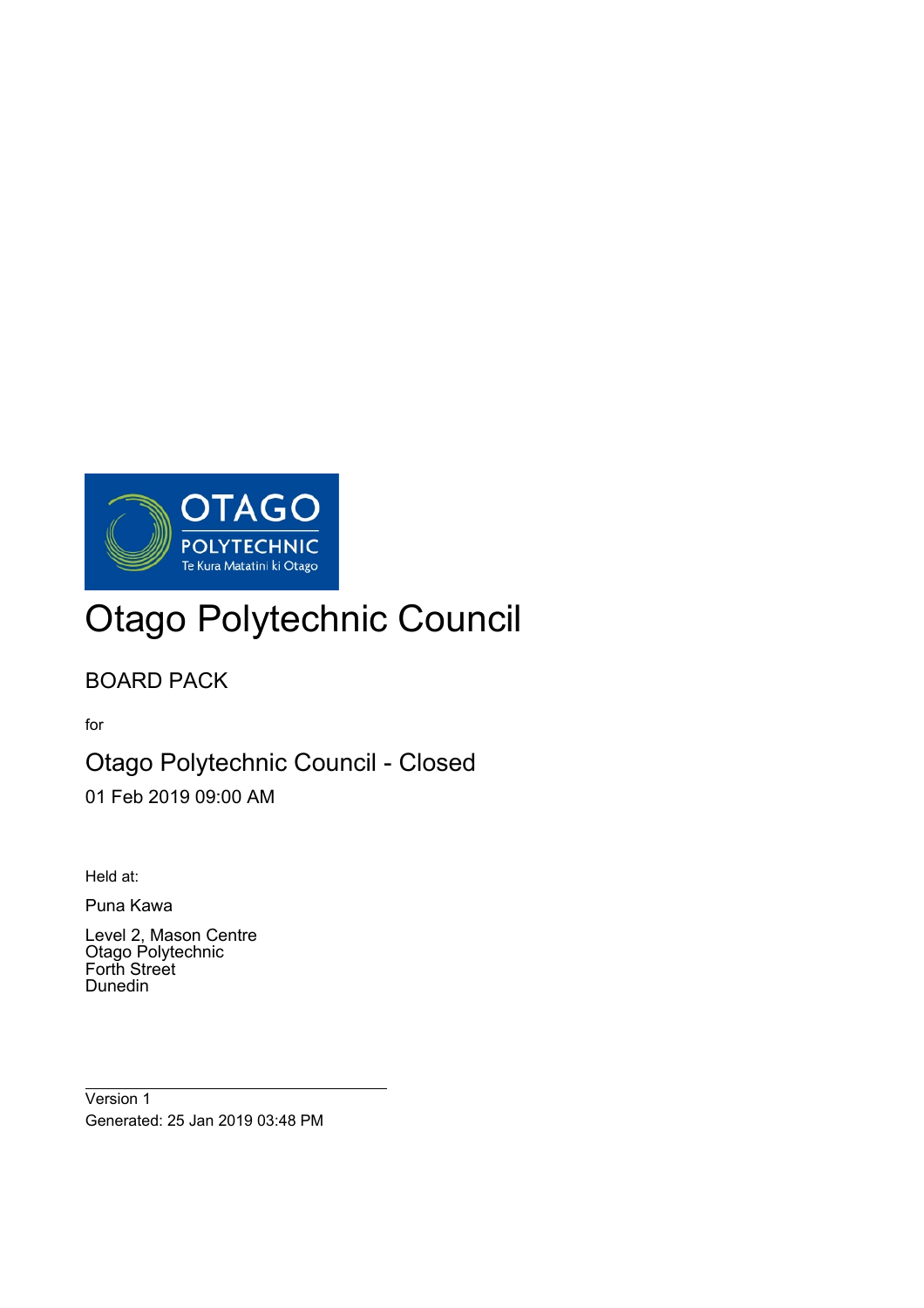OTAGO
POLYTECHNIC
Te Kura Matatini ki Otago

# Otago Polytechnic Council

## BOARD PACK

for

## Otago Polytechnic Council - Closed

01 Feb 2019 09:00 AM

Held at:

Puna Kawa

Level 2, Mason Centre
Otago Polytechnic
Forth Street
Dunedin

---

Version 1
Generated: 25 Jan 2019 03:48 PM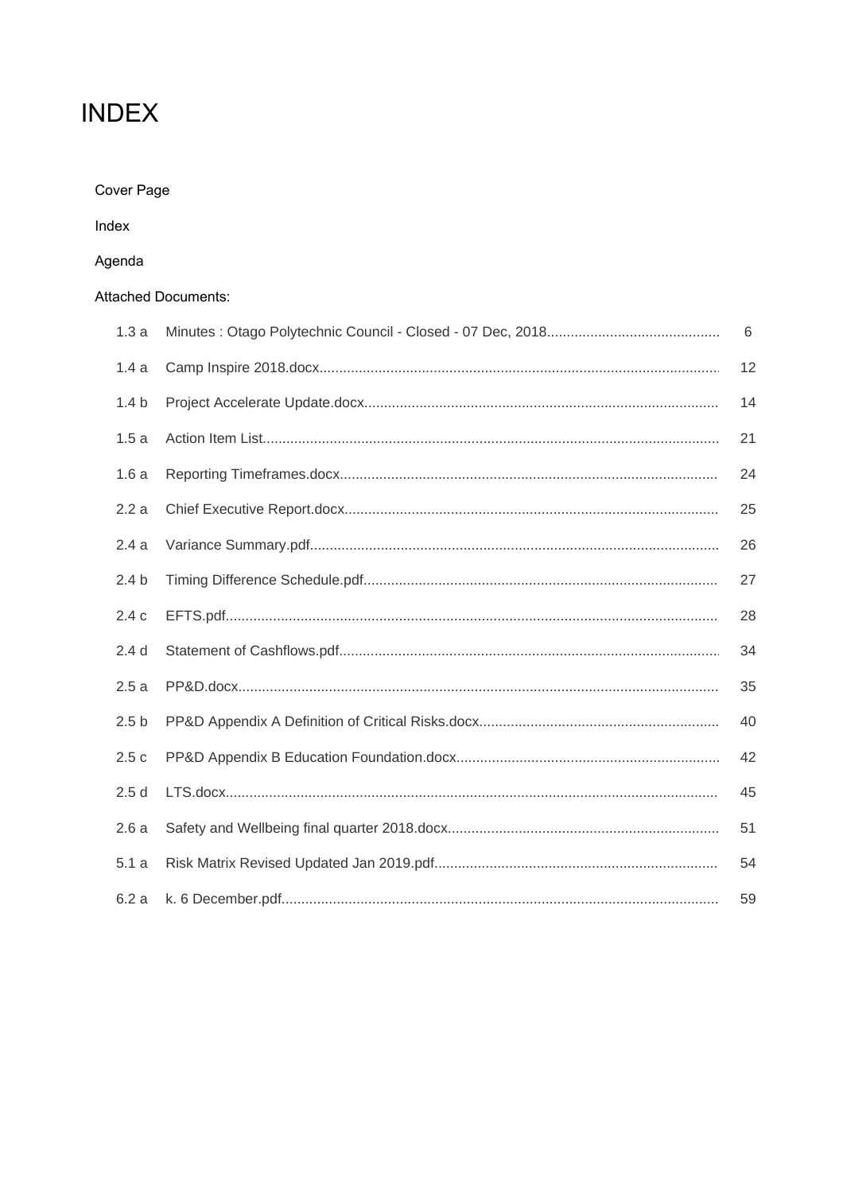# INDEX

Cover Page

Index

Agenda

Attached Documents:

| | | |
|---|---|---|
| 1.3 a | Minutes : Otago Polytechnic Council - Closed - 07 Dec, 2018 | 6 |
| 1.4 a | Camp Inspire 2018.docx | 12 |
| 1.4 b | Project Accelerate Update.docx | 14 |
| 1.5 a | Action Item List | 21 |
| 1.6 a | Reporting Timeframes.docx | 24 |
| 2.2 a | Chief Executive Report.docx | 25 |
| 2.4 a | Variance Summary.pdf | 26 |
| 2.4 b | Timing Difference Schedule.pdf | 27 |
| 2.4 c | EFTS.pdf | 28 |
| 2.4 d | Statement of Cashflows.pdf | 34 |
| 2.5 a | PP&D.docx | 35 |
| 2.5 b | PP&D Appendix A Definition of Critical Risks.docx | 40 |
| 2.5 c | PP&D Appendix B Education Foundation.docx | 42 |
| 2.5 d | LTS.docx | 45 |
| 2.6 a | Safety and Wellbeing final quarter 2018.docx | 51 |
| 5.1 a | Risk Matrix Revised Updated Jan 2019.pdf | 54 |
| 6.2 a | k. 6 December.pdf | 59 |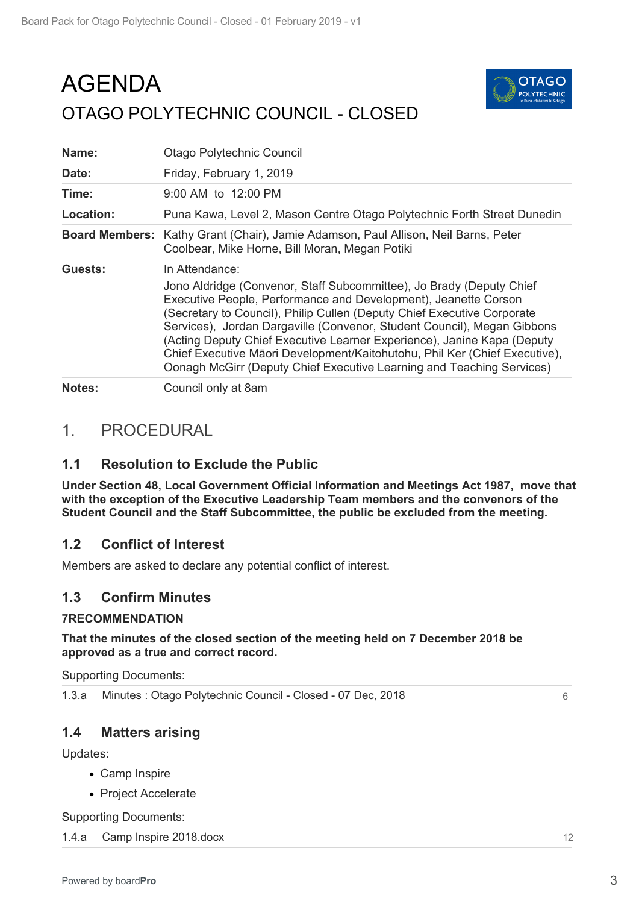# AGENDA

## OTAGO POLYTECHNIC COUNCIL - CLOSED

| | |
|---|---|
| **Name:** | Otago Polytechnic Council |
| **Date:** | Friday, February 1, 2019 |
| **Time:** | 9:00 AM to 12:00 PM |
| **Location:** | Puna Kawa, Level 2, Mason Centre Otago Polytechnic Forth Street Dunedin |
| **Board Members:** | Kathy Grant (Chair), Jamie Adamson, Paul Allison, Neil Barns, Peter Coolbear, Mike Horne, Bill Moran, Megan Potiki |
| **Guests:** | In Attendance: Jono Aldridge (Convenor, Staff Subcommittee), Jo Brady (Deputy Chief Executive People, Performance and Development), Jeanette Corson (Secretary to Council), Philip Cullen (Deputy Chief Executive Corporate Services), Jordan Dargaville (Convenor, Student Council), Megan Gibbons (Acting Deputy Chief Executive Learner Experience), Janine Kapa (Deputy Chief Executive Māori Development/Kaitohutohu, Phil Ker (Chief Executive), Oonagh McGirr (Deputy Chief Executive Learning and Teaching Services) |
| **Notes:** | Council only at 8am |

## 1. PROCEDURAL

### 1.1 Resolution to Exclude the Public

**Under Section 48, Local Government Official Information and Meetings Act 1987, move that with the exception of the Executive Leadership Team members and the convenors of the Student Council and the Staff Subcommittee, the public be excluded from the meeting.**

### 1.2 Conflict of Interest

Members are asked to declare any potential conflict of interest.

### 1.3 Confirm Minutes

**7RECOMMENDATION**

**That the minutes of the closed section of the meeting held on 7 December 2018 be approved as a true and correct record.**

Supporting Documents:

| | | |
|---|---|---|
| 1.3.a | Minutes : Otago Polytechnic Council - Closed - 07 Dec, 2018 | 6 |

### 1.4 Matters arising

Updates:

- Camp Inspire
- Project Accelerate

Supporting Documents:

| | | |
|---|---|---|
| 1.4.a | Camp Inspire 2018.docx | 12 |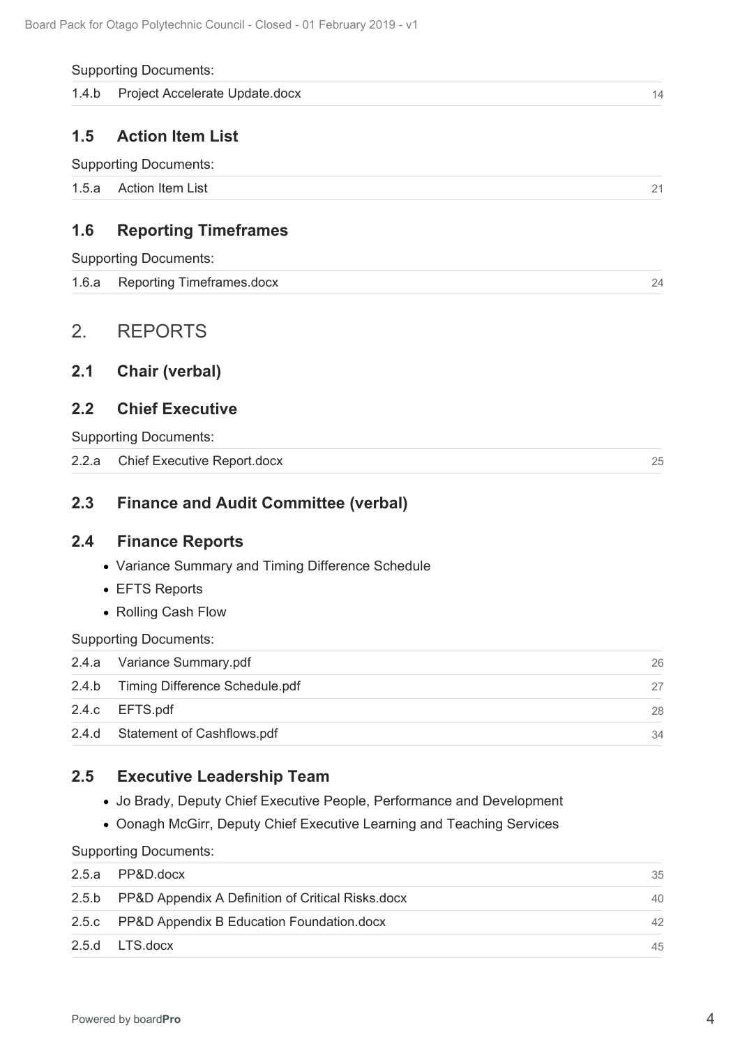Supporting Documents:

| | | |
|---|---|---|
| 1.4.b | Project Accelerate Update.docx | 14 |

## 1.5 Action Item List

Supporting Documents:

| | | |
|---|---|---|
| 1.5.a | Action Item List | 21 |

## 1.6 Reporting Timeframes

Supporting Documents:

| | | |
|---|---|---|
| 1.6.a | Reporting Timeframes.docx | 24 |

# 2. REPORTS

## 2.1 Chair (verbal)

## 2.2 Chief Executive

Supporting Documents:

| | | |
|---|---|---|
| 2.2.a | Chief Executive Report.docx | 25 |

## 2.3 Finance and Audit Committee (verbal)

## 2.4 Finance Reports

- Variance Summary and Timing Difference Schedule
- EFTS Reports
- Rolling Cash Flow

Supporting Documents:

| | | |
|---|---|---|
| 2.4.a | Variance Summary.pdf | 26 |
| 2.4.b | Timing Difference Schedule.pdf | 27 |
| 2.4.c | EFTS.pdf | 28 |
| 2.4.d | Statement of Cashflows.pdf | 34 |

## 2.5 Executive Leadership Team

- Jo Brady, Deputy Chief Executive People, Performance and Development
- Oonagh McGirr, Deputy Chief Executive Learning and Teaching Services

Supporting Documents:

| | | |
|---|---|---|
| 2.5.a | PP&D.docx | 35 |
| 2.5.b | PP&D Appendix A Definition of Critical Risks.docx | 40 |
| 2.5.c | PP&D Appendix B Education Foundation.docx | 42 |
| 2.5.d | LTS.docx | 45 |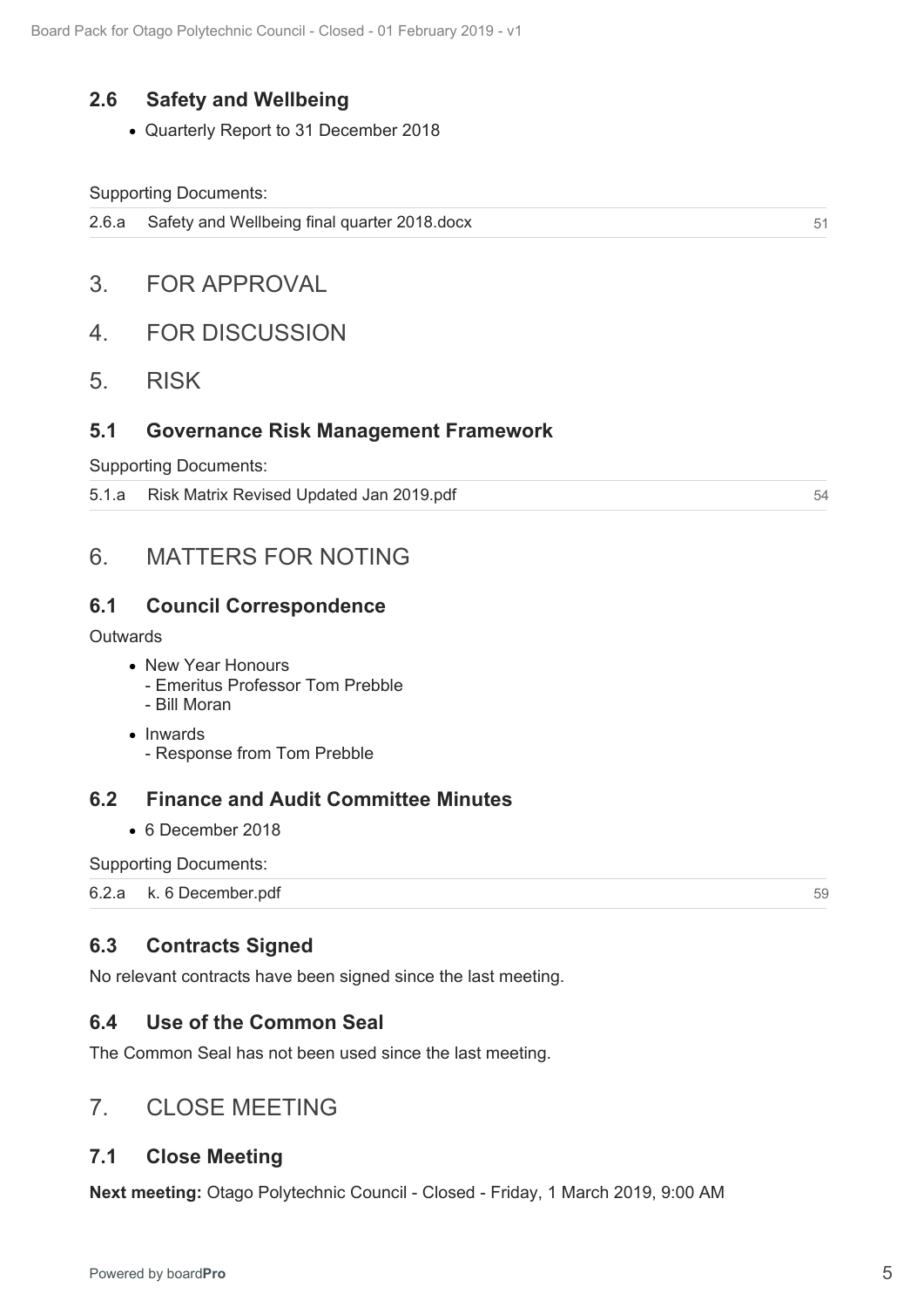## 2.6 Safety and Wellbeing

- Quarterly Report to 31 December 2018

Supporting Documents:

| | | |
|---|---|---|
| 2.6.a | Safety and Wellbeing final quarter 2018.docx | 51 |

# 3. FOR APPROVAL

# 4. FOR DISCUSSION

# 5. RISK

## 5.1 Governance Risk Management Framework

Supporting Documents:

| | | |
|---|---|---|
| 5.1.a | Risk Matrix Revised Updated Jan 2019.pdf | 54 |

# 6. MATTERS FOR NOTING

## 6.1 Council Correspondence

Outwards

- New Year Honours
  - Emeritus Professor Tom Prebble
  - Bill Moran
- Inwards
  - Response from Tom Prebble

## 6.2 Finance and Audit Committee Minutes

- 6 December 2018

Supporting Documents:

| | | |
|---|---|---|
| 6.2.a | k. 6 December.pdf | 59 |

## 6.3 Contracts Signed

No relevant contracts have been signed since the last meeting.

## 6.4 Use of the Common Seal

The Common Seal has not been used since the last meeting.

# 7. CLOSE MEETING

## 7.1 Close Meeting

**Next meeting:** Otago Polytechnic Council - Closed - Friday, 1 March 2019, 9:00 AM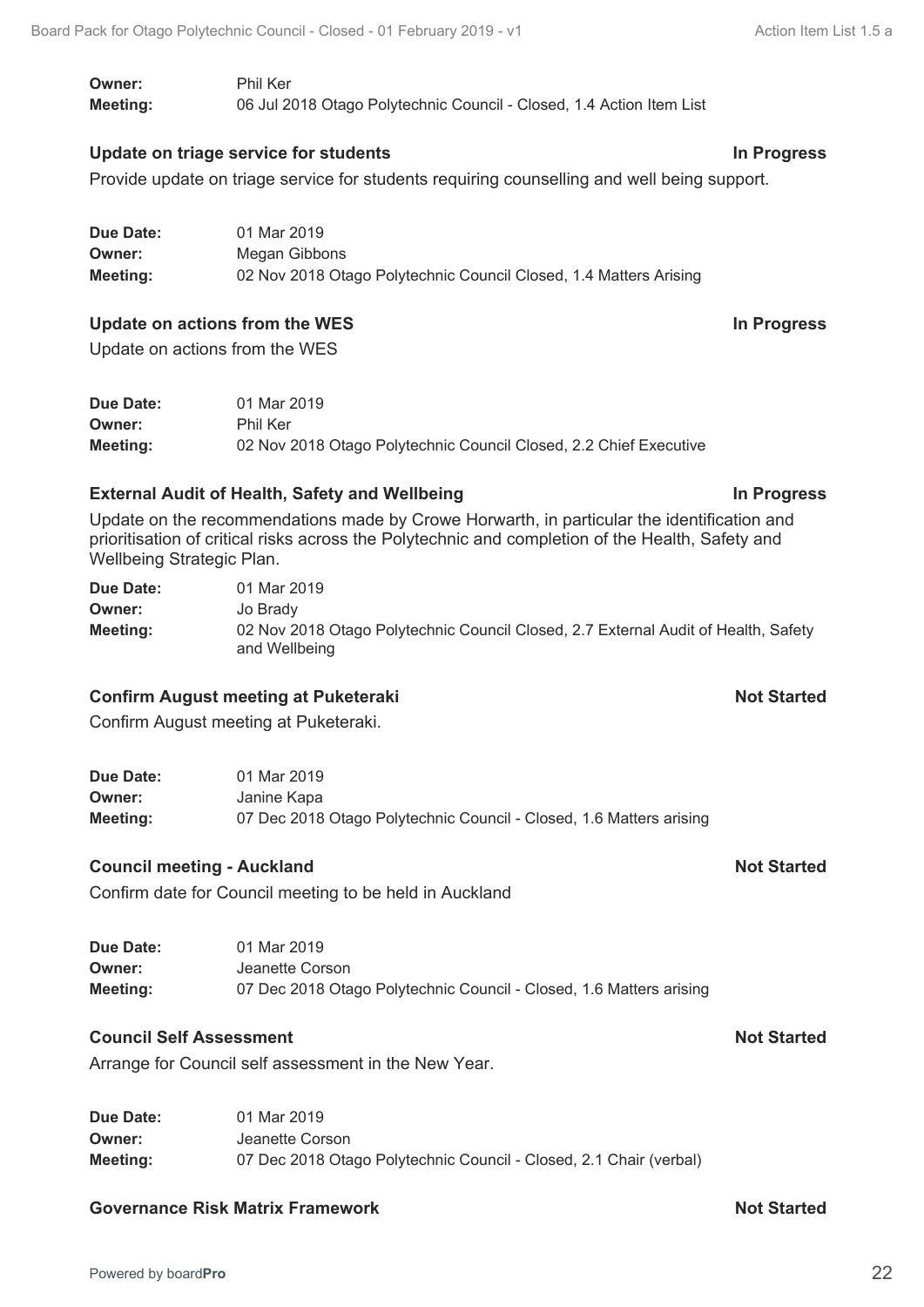**Owner:** Phil Ker
**Meeting:** 06 Jul 2018 Otago Polytechnic Council - Closed, 1.4 Action Item List

### Update on triage service for students — In Progress

Provide update on triage service for students requiring counselling and well being support.

**Due Date:** 01 Mar 2019
**Owner:** Megan Gibbons
**Meeting:** 02 Nov 2018 Otago Polytechnic Council Closed, 1.4 Matters Arising

### Update on actions from the WES — In Progress

Update on actions from the WES

**Due Date:** 01 Mar 2019
**Owner:** Phil Ker
**Meeting:** 02 Nov 2018 Otago Polytechnic Council Closed, 2.2 Chief Executive

### External Audit of Health, Safety and Wellbeing — In Progress

Update on the recommendations made by Crowe Horwarth, in particular the identification and prioritisation of critical risks across the Polytechnic and completion of the Health, Safety and Wellbeing Strategic Plan.

**Due Date:** 01 Mar 2019
**Owner:** Jo Brady
**Meeting:** 02 Nov 2018 Otago Polytechnic Council Closed, 2.7 External Audit of Health, Safety and Wellbeing

### Confirm August meeting at Puketeraki — Not Started

Confirm August meeting at Puketeraki.

**Due Date:** 01 Mar 2019
**Owner:** Janine Kapa
**Meeting:** 07 Dec 2018 Otago Polytechnic Council - Closed, 1.6 Matters arising

### Council meeting - Auckland — Not Started

Confirm date for Council meeting to be held in Auckland

**Due Date:** 01 Mar 2019
**Owner:** Jeanette Corson
**Meeting:** 07 Dec 2018 Otago Polytechnic Council - Closed, 1.6 Matters arising

### Council Self Assessment — Not Started

Arrange for Council self assessment in the New Year.

**Due Date:** 01 Mar 2019
**Owner:** Jeanette Corson
**Meeting:** 07 Dec 2018 Otago Polytechnic Council - Closed, 2.1 Chair (verbal)

### Governance Risk Matrix Framework — Not Started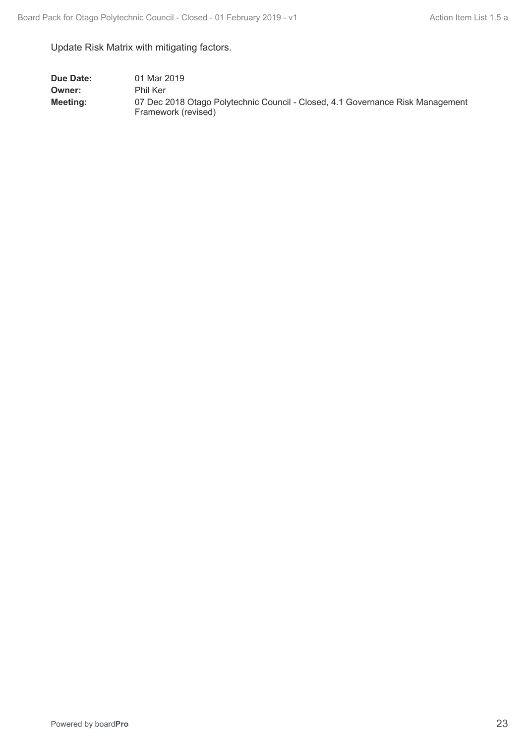Update Risk Matrix with mitigating factors.

| | |
|---|---|
| **Due Date:** | 01 Mar 2019 |
| **Owner:** | Phil Ker |
| **Meeting:** | 07 Dec 2018 Otago Polytechnic Council - Closed, 4.1 Governance Risk Management Framework (revised) |